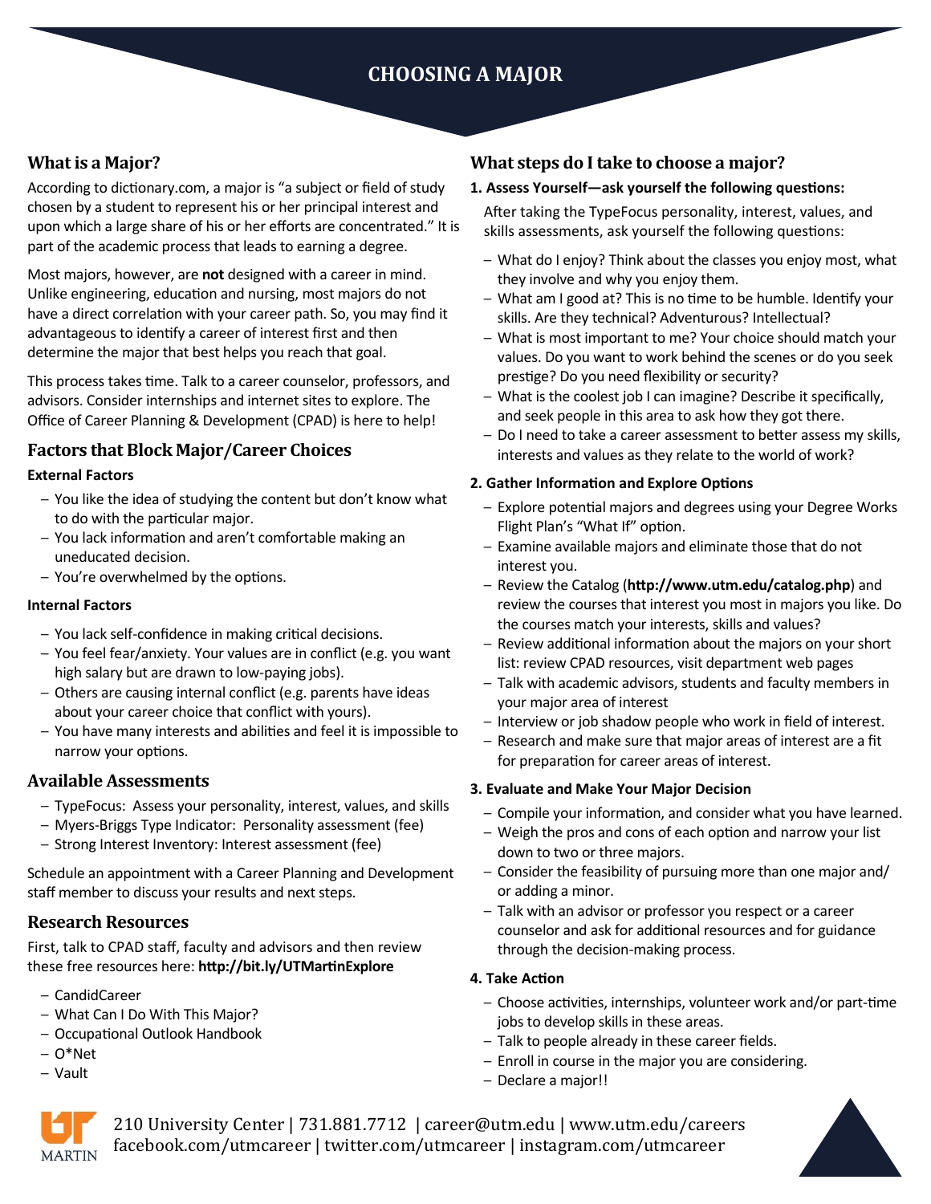# CHOOSING A MAJOR

## What is a Major?

According to dictionary.com, a major is "a subject or field of study chosen by a student to represent his or her principal interest and upon which a large share of his or her efforts are concentrated." It is part of the academic process that leads to earning a degree.

Most majors, however, are **not** designed with a career in mind. Unlike engineering, education and nursing, most majors do not have a direct correlation with your career path. So, you may find it advantageous to identify a career of interest first and then determine the major that best helps you reach that goal.

This process takes time. Talk to a career counselor, professors, and advisors. Consider internships and internet sites to explore. The Office of Career Planning & Development (CPAD) is here to help!

## Factors that Block Major/Career Choices

**External Factors**

- You like the idea of studying the content but don't know what to do with the particular major.
- You lack information and aren't comfortable making an uneducated decision.
- You're overwhelmed by the options.

**Internal Factors**

- You lack self-confidence in making critical decisions.
- You feel fear/anxiety. Your values are in conflict (e.g. you want high salary but are drawn to low-paying jobs).
- Others are causing internal conflict (e.g. parents have ideas about your career choice that conflict with yours).
- You have many interests and abilities and feel it is impossible to narrow your options.

## Available Assessments

- TypeFocus: Assess your personality, interest, values, and skills
- Myers-Briggs Type Indicator: Personality assessment (fee)
- Strong Interest Inventory: Interest assessment (fee)

Schedule an appointment with a Career Planning and Development staff member to discuss your results and next steps.

## Research Resources

First, talk to CPAD staff, faculty and advisors and then review these free resources here: **http://bit.ly/UTMartinExplore**

- CandidCareer
- What Can I Do With This Major?
- Occupational Outlook Handbook
- O*Net
- Vault

## What steps do I take to choose a major?

**1. Assess Yourself—ask yourself the following questions:**

After taking the TypeFocus personality, interest, values, and skills assessments, ask yourself the following questions:

- What do I enjoy? Think about the classes you enjoy most, what they involve and why you enjoy them.
- What am I good at? This is no time to be humble. Identify your skills. Are they technical? Adventurous? Intellectual?
- What is most important to me? Your choice should match your values. Do you want to work behind the scenes or do you seek prestige? Do you need flexibility or security?
- What is the coolest job I can imagine? Describe it specifically, and seek people in this area to ask how they got there.
- Do I need to take a career assessment to better assess my skills, interests and values as they relate to the world of work?

**2. Gather Information and Explore Options**

- Explore potential majors and degrees using your Degree Works Flight Plan's "What If" option.
- Examine available majors and eliminate those that do not interest you.
- Review the Catalog (**http://www.utm.edu/catalog.php**) and review the courses that interest you most in majors you like. Do the courses match your interests, skills and values?
- Review additional information about the majors on your short list: review CPAD resources, visit department web pages
- Talk with academic advisors, students and faculty members in your major area of interest
- Interview or job shadow people who work in field of interest.
- Research and make sure that major areas of interest are a fit for preparation for career areas of interest.

**3. Evaluate and Make Your Major Decision**

- Compile your information, and consider what you have learned.
- Weigh the pros and cons of each option and narrow your list down to two or three majors.
- Consider the feasibility of pursuing more than one major and/or adding a minor.
- Talk with an advisor or professor you respect or a career counselor and ask for additional resources and for guidance through the decision-making process.

**4. Take Action**

- Choose activities, internships, volunteer work and/or part-time jobs to develop skills in these areas.
- Talk to people already in these career fields.
- Enroll in course in the major you are considering.
- Declare a major!!

UT MARTIN

210 University Center | 731.881.7712 | career@utm.edu | www.utm.edu/careers
facebook.com/utmcareer | twitter.com/utmcareer | instagram.com/utmcareer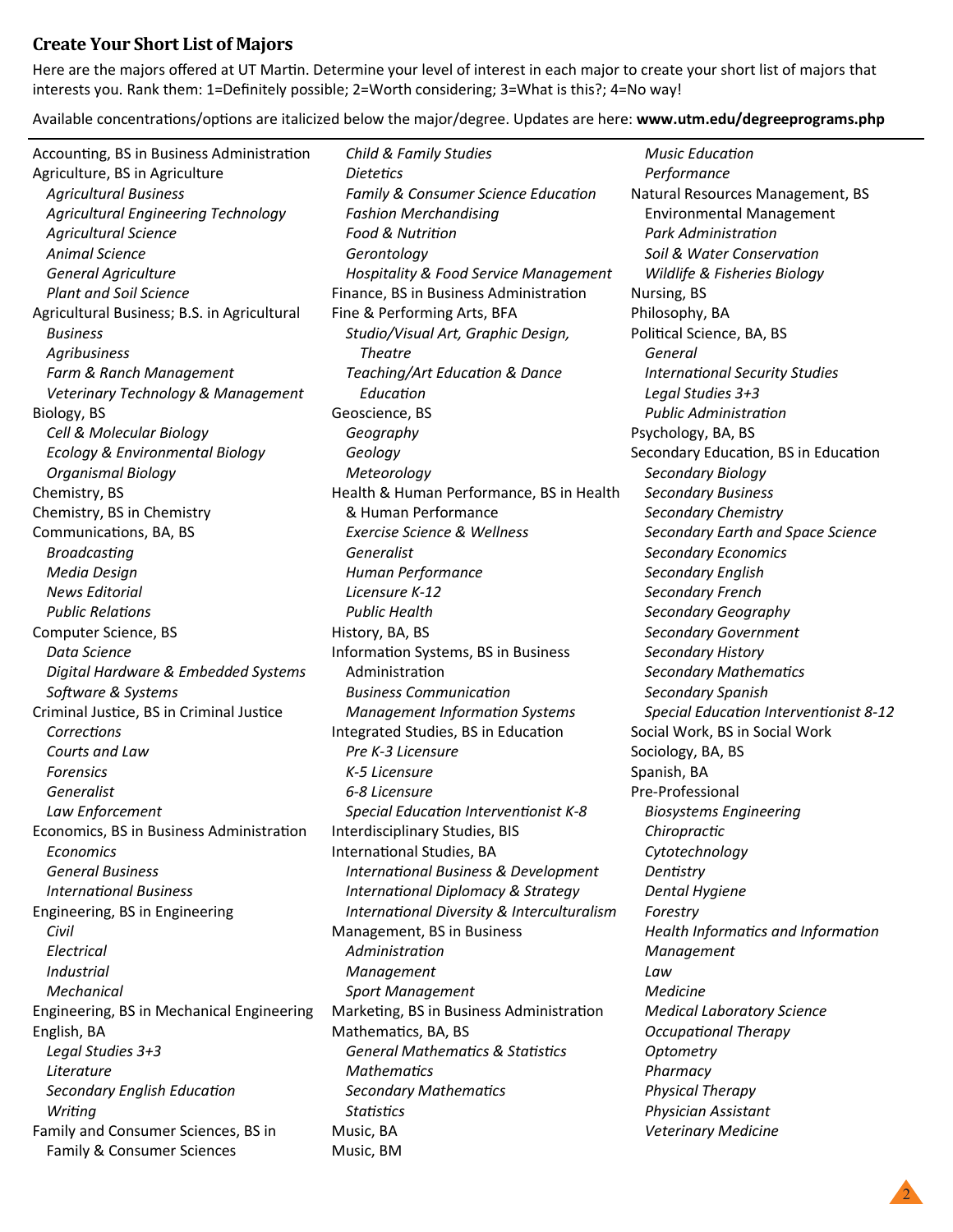## Create Your Short List of Majors

Here are the majors offered at UT Martin. Determine your level of interest in each major to create your short list of majors that interests you. Rank them: 1=Definitely possible; 2=Worth considering; 3=What is this?; 4=No way!

Available concentrations/options are italicized below the major/degree. Updates are here: **www.utm.edu/degreeprograms.php**

Accounting, BS in Business Administration

Agriculture, BS in Agriculture
- *Agricultural Business*
- *Agricultural Engineering Technology*
- *Agricultural Science*
- *Animal Science*
- *General Agriculture*
- *Plant and Soil Science*

Agricultural Business; B.S. in Agricultural Business
- *Agribusiness*
- *Farm & Ranch Management*
- *Veterinary Technology & Management*

Biology, BS
- *Cell & Molecular Biology*
- *Ecology & Environmental Biology*
- *Organismal Biology*

Chemistry, BS

Chemistry, BS in Chemistry

Communications, BA, BS
- *Broadcasting*
- *Media Design*
- *News Editorial*
- *Public Relations*

Computer Science, BS
- *Data Science*
- *Digital Hardware & Embedded Systems*
- *Software & Systems*

Criminal Justice, BS in Criminal Justice
- *Corrections*
- *Courts and Law*
- *Forensics*
- *Generalist*
- *Law Enforcement*

Economics, BS in Business Administration
- *Economics*
- *General Business*
- *International Business*

Engineering, BS in Engineering
- *Civil*
- *Electrical*
- *Industrial*
- *Mechanical*

Engineering, BS in Mechanical Engineering

English, BA
- *Legal Studies 3+3*
- *Literature*
- *Secondary English Education*
- *Writing*

Family and Consumer Sciences, BS in Family & Consumer Sciences
- *Child & Family Studies*
- *Dietetics*
- *Family & Consumer Science Education*
- *Fashion Merchandising*
- *Food & Nutrition*
- *Gerontology*
- *Hospitality & Food Service Management*

Finance, BS in Business Administration

Fine & Performing Arts, BFA
- *Studio/Visual Art, Graphic Design, Theatre*
- *Teaching/Art Education & Dance Education*

Geoscience, BS
- *Geography*
- *Geology*
- *Meteorology*

Health & Human Performance, BS in Health & Human Performance
- *Exercise Science & Wellness*
- *Generalist*
- *Human Performance*
- *Licensure K-12*
- *Public Health*

History, BA, BS

Information Systems, BS in Business Administration
- *Business Communication*
- *Management Information Systems*

Integrated Studies, BS in Education
- *Pre K-3 Licensure*
- *K-5 Licensure*
- *6-8 Licensure*
- *Special Education Interventionist K-8*

Interdisciplinary Studies, BIS

International Studies, BA
- *International Business & Development*
- *International Diplomacy & Strategy*
- *International Diversity & Interculturalism*

Management, BS in Business Administration
- *Management*
- *Sport Management*

Marketing, BS in Business Administration

Mathematics, BA, BS
- *General Mathematics & Statistics*
- *Mathematics*
- *Secondary Mathematics*
- *Statistics*

Music, BA

Music, BM
- *Music Education*
- *Performance*

Natural Resources Management, BS
- *Environmental Management*
- *Park Administration*
- *Soil & Water Conservation*
- *Wildlife & Fisheries Biology*

Nursing, BS

Philosophy, BA

Political Science, BA, BS
- *General*
- *International Security Studies*
- *Legal Studies 3+3*
- *Public Administration*

Psychology, BA, BS

Secondary Education, BS in Education
- *Secondary Biology*
- *Secondary Business*
- *Secondary Chemistry*
- *Secondary Earth and Space Science*
- *Secondary Economics*
- *Secondary English*
- *Secondary French*
- *Secondary Geography*
- *Secondary Government*
- *Secondary History*
- *Secondary Mathematics*
- *Secondary Spanish*
- *Special Education Interventionist 8-12*

Social Work, BS in Social Work

Sociology, BA, BS

Spanish, BA

Pre-Professional
- *Biosystems Engineering*
- *Chiropractic*
- *Cytotechnology*
- *Dentistry*
- *Dental Hygiene*
- *Forestry*
- *Health Informatics and Information Management*
- *Law*
- *Medicine*
- *Medical Laboratory Science*
- *Occupational Therapy*
- *Optometry*
- *Pharmacy*
- *Physical Therapy*
- *Physician Assistant*
- *Veterinary Medicine*